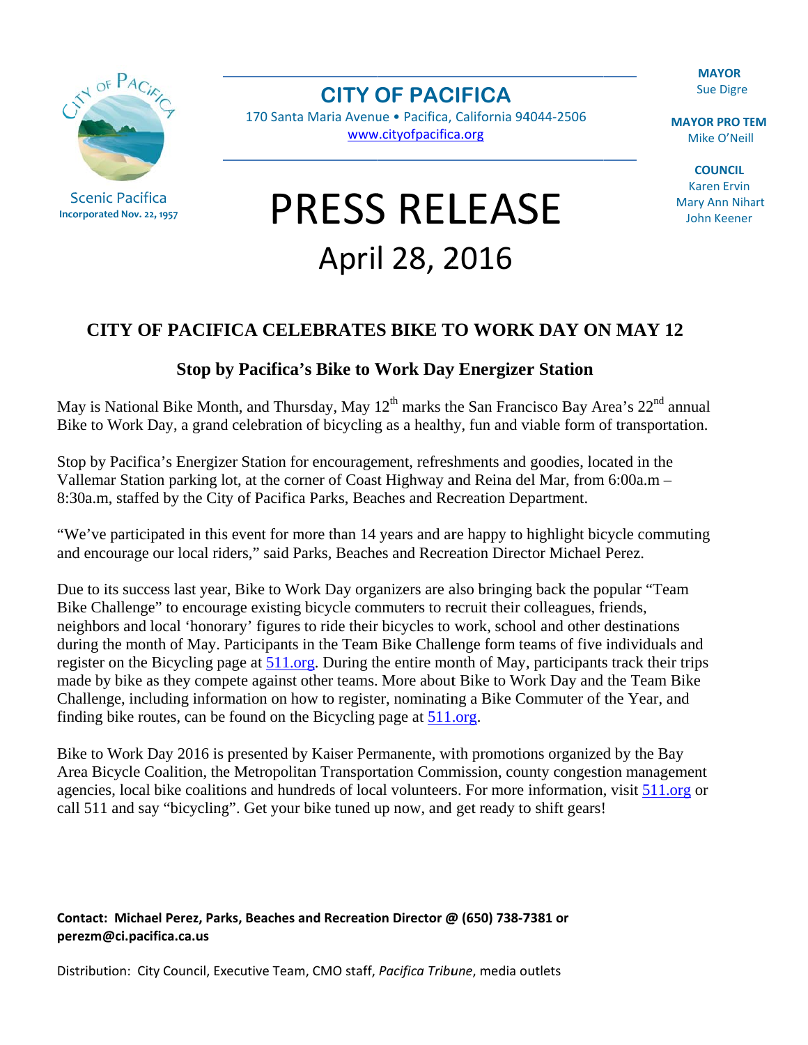Scenic Pacifica
Incorporated Nov. 22, 1957

# CITY OF PACIFICA

170 Santa Maria Avenue • Pacifica, California 94044-2506
www.cityofpacifica.org

**MAYOR**
Sue Digre

**MAYOR PRO TEM**
Mike O'Neill

**COUNCIL**
Karen Ervin
Mary Ann Nihart
John Keener

# PRESS RELEASE

## April 28, 2016

## CITY OF PACIFICA CELEBRATES BIKE TO WORK DAY ON MAY 12

### Stop by Pacifica's Bike to Work Day Energizer Station

May is National Bike Month, and Thursday, May 12th marks the San Francisco Bay Area's 22nd annual Bike to Work Day, a grand celebration of bicycling as a healthy, fun and viable form of transportation.

Stop by Pacifica's Energizer Station for encouragement, refreshments and goodies, located in the Vallemar Station parking lot, at the corner of Coast Highway and Reina del Mar, from 6:00a.m – 8:30a.m, staffed by the City of Pacifica Parks, Beaches and Recreation Department.

"We've participated in this event for more than 14 years and are happy to highlight bicycle commuting and encourage our local riders," said Parks, Beaches and Recreation Director Michael Perez.

Due to its success last year, Bike to Work Day organizers are also bringing back the popular "Team Bike Challenge" to encourage existing bicycle commuters to recruit their colleagues, friends, neighbors and local 'honorary' figures to ride their bicycles to work, school and other destinations during the month of May. Participants in the Team Bike Challenge form teams of five individuals and register on the Bicycling page at 511.org. During the entire month of May, participants track their trips made by bike as they compete against other teams. More about Bike to Work Day and the Team Bike Challenge, including information on how to register, nominating a Bike Commuter of the Year, and finding bike routes, can be found on the Bicycling page at 511.org.

Bike to Work Day 2016 is presented by Kaiser Permanente, with promotions organized by the Bay Area Bicycle Coalition, the Metropolitan Transportation Commission, county congestion management agencies, local bike coalitions and hundreds of local volunteers. For more information, visit 511.org or call 511 and say "bicycling". Get your bike tuned up now, and get ready to shift gears!

**Contact: Michael Perez, Parks, Beaches and Recreation Director @ (650) 738-7381 or perezm@ci.pacifica.ca.us**

Distribution: City Council, Executive Team, CMO staff, *Pacifica Tribune*, media outlets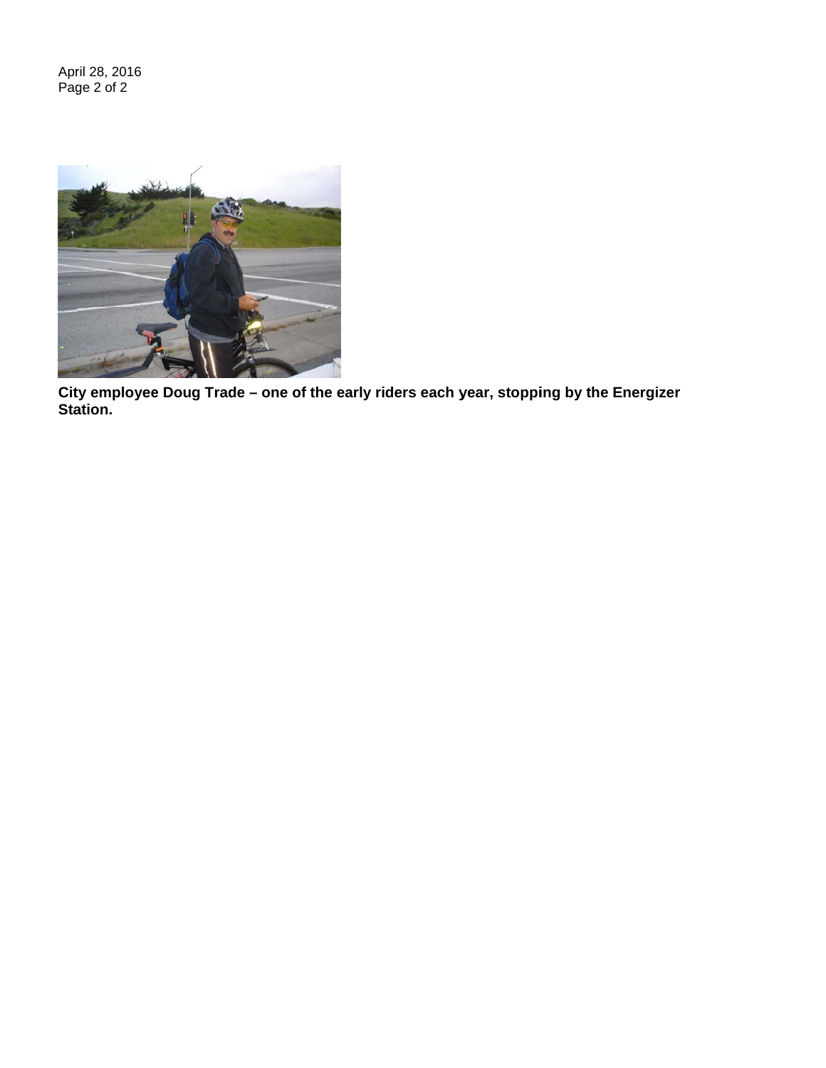**City employee Doug Trade – one of the early riders each year, stopping by the Energizer Station.**